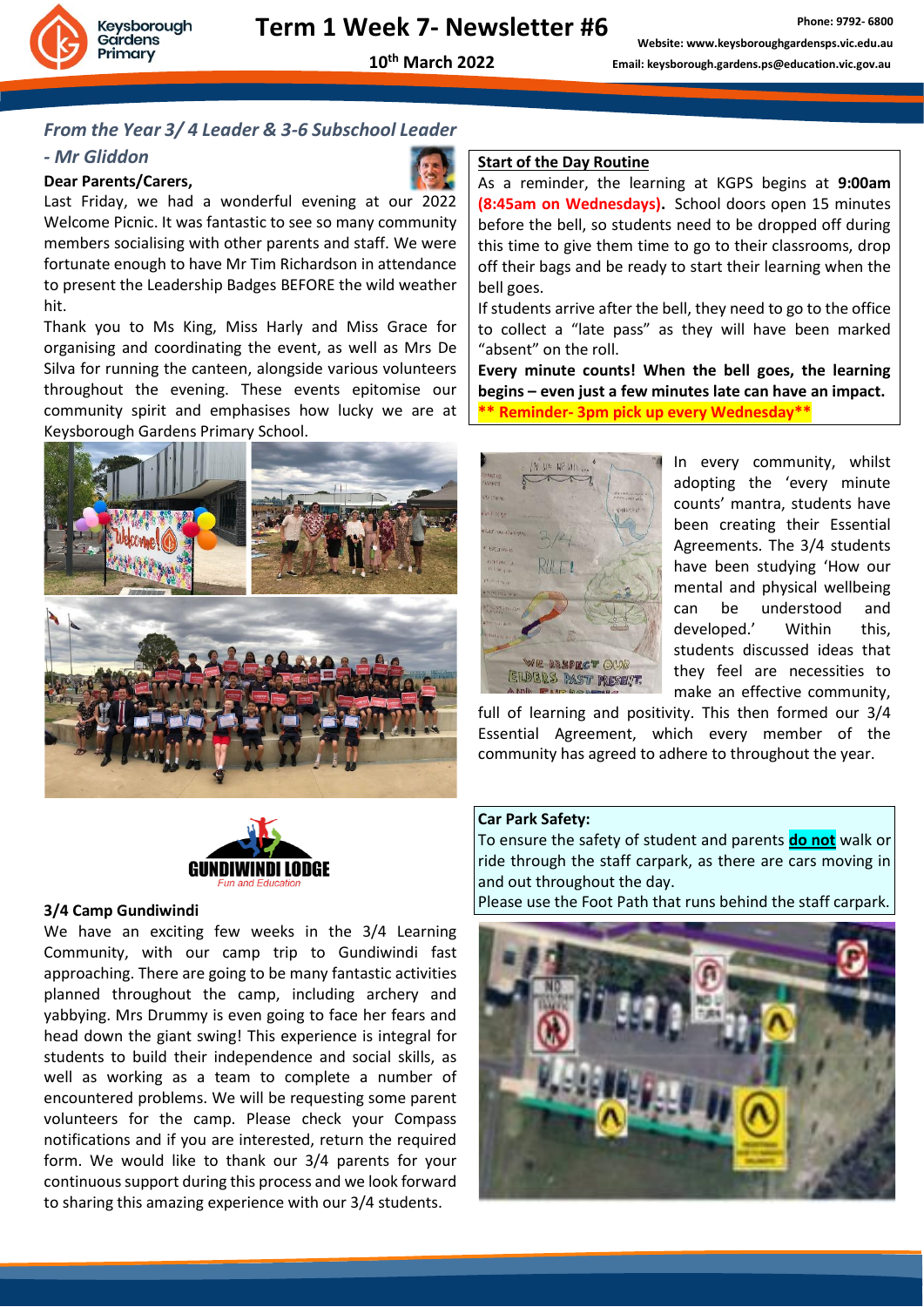# Term 1 Week 7- Newsletter #6

**10th March 2022**

Phone: 9792- 6800

Website: www.keysboroughgardensps.vic.edu.au

Email: keysborough.gardens.ps@education.vic.gov.au

## *From the Year 3/ 4 Leader & 3-6 Subschool Leader - Mr Gliddon*

**Dear Parents/Carers,**

Last Friday, we had a wonderful evening at our 2022 Welcome Picnic. It was fantastic to see so many community members socialising with other parents and staff. We were fortunate enough to have Mr Tim Richardson in attendance to present the Leadership Badges BEFORE the wild weather hit.

Thank you to Ms King, Miss Harly and Miss Grace for organising and coordinating the event, as well as Mrs De Silva for running the canteen, alongside various volunteers throughout the evening. These events epitomise our community spirit and emphasises how lucky we are at Keysborough Gardens Primary School.

### 3/4 Camp Gundiwindi

We have an exciting few weeks in the 3/4 Learning Community, with our camp trip to Gundiwindi fast approaching. There are going to be many fantastic activities planned throughout the camp, including archery and yabbying. Mrs Drummy is even going to face her fears and head down the giant swing! This experience is integral for students to build their independence and social skills, as well as working as a team to complete a number of encountered problems. We will be requesting some parent volunteers for the camp. Please check your Compass notifications and if you are interested, return the required form. We would like to thank our 3/4 parents for your continuous support during this process and we look forward to sharing this amazing experience with our 3/4 students.

### Start of the Day Routine

As a reminder, the learning at KGPS begins at **9:00am (8:45am on Wednesdays).** School doors open 15 minutes before the bell, so students need to be dropped off during this time to give them time to go to their classrooms, drop off their bags and be ready to start their learning when the bell goes.

If students arrive after the bell, they need to go to the office to collect a "late pass" as they will have been marked "absent" on the roll.

**Every minute counts! When the bell goes, the learning begins – even just a few minutes late can have an impact.**

**\*\* Reminder- 3pm pick up every Wednesday\*\***

In every community, whilst adopting the 'every minute counts' mantra, students have been creating their Essential Agreements. The 3/4 students have been studying 'How our mental and physical wellbeing can be understood and developed.' Within this, students discussed ideas that they feel are necessities to make an effective community, full of learning and positivity. This then formed our 3/4 Essential Agreement, which every member of the community has agreed to adhere to throughout the year.

### Car Park Safety:

To ensure the safety of student and parents **do not** walk or ride through the staff carpark, as there are cars moving in and out throughout the day.

Please use the Foot Path that runs behind the staff carpark.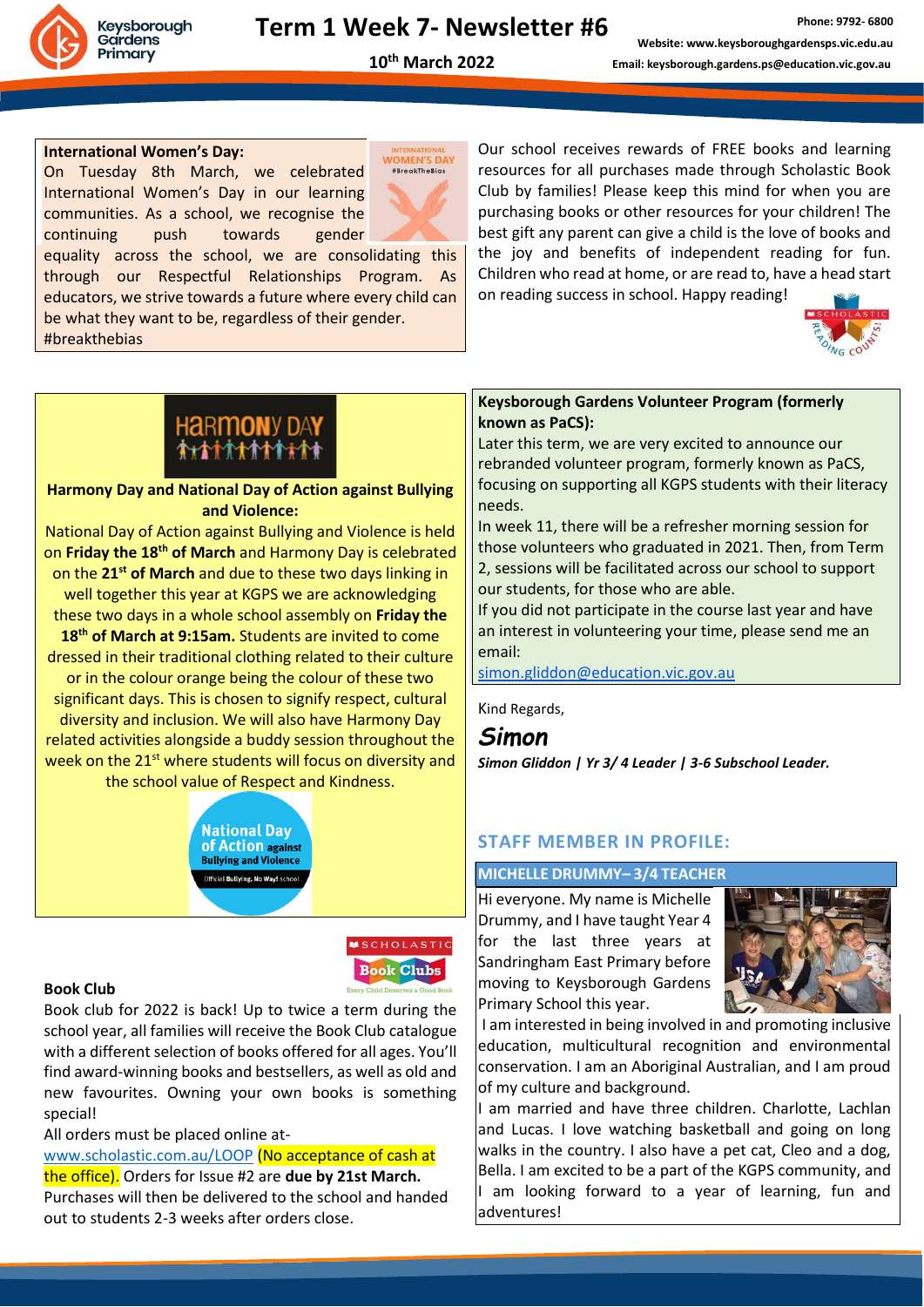# Term 1 Week 7- Newsletter #6

**10th March 2022**

Phone: 9792- 6800
Website: www.keysboroughgardensps.vic.edu.au
Email: keysborough.gardens.ps@education.vic.gov.au

**International Women's Day:**
On Tuesday 8th March, we celebrated International Women's Day in our learning communities. As a school, we recognise the continuing push towards gender equality across the school, we are consolidating this through our Respectful Relationships Program. As educators, we strive towards a future where every child can be what they want to be, regardless of their gender. #breakthebias

Our school receives rewards of FREE books and learning resources for all purchases made through Scholastic Book Club by families! Please keep this mind for when you are purchasing books or other resources for your children! The best gift any parent can give a child is the love of books and the joy and benefits of independent reading for fun. Children who read at home, or are read to, have a head start on reading success in school. Happy reading!

**Harmony Day and National Day of Action against Bullying and Violence:**

National Day of Action against Bullying and Violence is held on **Friday the 18th of March** and Harmony Day is celebrated on the **21st of March** and due to these two days linking in well together this year at KGPS we are acknowledging these two days in a whole school assembly on **Friday the 18th of March at 9:15am.** Students are invited to come dressed in their traditional clothing related to their culture or in the colour orange being the colour of these two significant days. This is chosen to signify respect, cultural diversity and inclusion. We will also have Harmony Day related activities alongside a buddy session throughout the week on the 21st where students will focus on diversity and the school value of Respect and Kindness.

**Book Club**

Book club for 2022 is back! Up to twice a term during the school year, all families will receive the Book Club catalogue with a different selection of books offered for all ages. You'll find award-winning books and bestsellers, as well as old and new favourites. Owning your own books is something special!

All orders must be placed online at- www.scholastic.com.au/LOOP (No acceptance of cash at the office). Orders for Issue #2 are **due by 21st March.** Purchases will then be delivered to the school and handed out to students 2-3 weeks after orders close.

**Keysborough Gardens Volunteer Program (formerly known as PaCS):**

Later this term, we are very excited to announce our rebranded volunteer program, formerly known as PaCS, focusing on supporting all KGPS students with their literacy needs.

In week 11, there will be a refresher morning session for those volunteers who graduated in 2021. Then, from Term 2, sessions will be facilitated across our school to support our students, for those who are able.

If you did not participate in the course last year and have an interest in volunteering your time, please send me an email:

simon.gliddon@education.vic.gov.au

Kind Regards,

*Simon*

***Simon Gliddon | Yr 3/ 4 Leader | 3-6 Subschool Leader.***

## STAFF MEMBER IN PROFILE:

### MICHELLE DRUMMY– 3/4 TEACHER

Hi everyone. My name is Michelle Drummy, and I have taught Year 4 for the last three years at Sandringham East Primary before moving to Keysborough Gardens Primary School this year.

I am interested in being involved in and promoting inclusive education, multicultural recognition and environmental conservation. I am an Aboriginal Australian, and I am proud of my culture and background.

I am married and have three children. Charlotte, Lachlan and Lucas. I love watching basketball and going on long walks in the country. I also have a pet cat, Cleo and a dog, Bella. I am excited to be a part of the KGPS community, and I am looking forward to a year of learning, fun and adventures!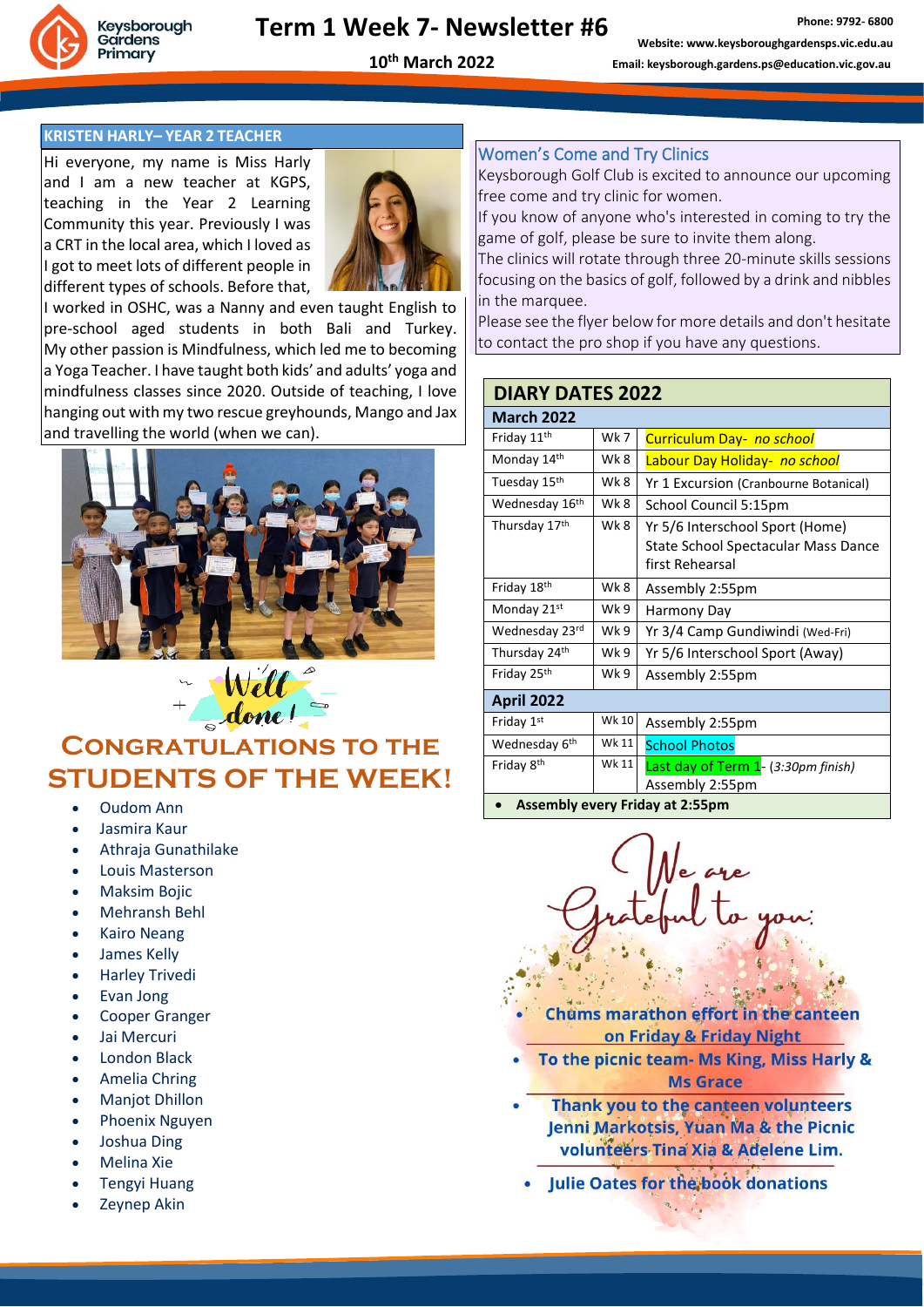# Term 1 Week 7- Newsletter #6

10th March 2022

Keysborough Gardens Primary

Phone: 9792- 6800

Website: www.keysboroughgardensps.vic.edu.au

Email: keysborough.gardens.ps@education.vic.gov.au

## KRISTEN HARLY– YEAR 2 TEACHER

Hi everyone, my name is Miss Harly and I am a new teacher at KGPS, teaching in the Year 2 Learning Community this year. Previously I was a CRT in the local area, which I loved as I got to meet lots of different people in different types of schools. Before that, I worked in OSHC, was a Nanny and even taught English to pre-school aged students in both Bali and Turkey. My other passion is Mindfulness, which led me to becoming a Yoga Teacher. I have taught both kids' and adults' yoga and mindfulness classes since 2020. Outside of teaching, I love hanging out with my two rescue greyhounds, Mango and Jax and travelling the world (when we can).

Well done!

## CONGRATULATIONS TO THE STUDENTS OF THE WEEK!

- Oudom Ann
- Jasmira Kaur
- Athraja Gunathilake
- Louis Masterson
- Maksim Bojic
- Mehransh Behl
- Kairo Neang
- James Kelly
- Harley Trivedi
- Evan Jong
- Cooper Granger
- Jai Mercuri
- London Black
- Amelia Chring
- Manjot Dhillon
- Phoenix Nguyen
- Joshua Ding
- Melina Xie
- Tengyi Huang
- Zeynep Akin

## Women's Come and Try Clinics

Keysborough Golf Club is excited to announce our upcoming free come and try clinic for women.

If you know of anyone who's interested in coming to try the game of golf, please be sure to invite them along.

The clinics will rotate through three 20-minute skills sessions focusing on the basics of golf, followed by a drink and nibbles in the marquee.

Please see the flyer below for more details and don't hesitate to contact the pro shop if you have any questions.

## DIARY DATES 2022

| Date | Week | Event |
|---|---|---|
| **March 2022** | | |
| Friday 11th | Wk 7 | Curriculum Day- *no school* |
| Monday 14th | Wk 8 | Labour Day Holiday- *no school* |
| Tuesday 15th | Wk 8 | Yr 1 Excursion (Cranbourne Botanical) |
| Wednesday 16th | Wk 8 | School Council 5:15pm |
| Thursday 17th | Wk 8 | Yr 5/6 Interschool Sport (Home) State School Spectacular Mass Dance first Rehearsal |
| Friday 18th | Wk 8 | Assembly 2:55pm |
| Monday 21st | Wk 9 | Harmony Day |
| Wednesday 23rd | Wk 9 | Yr 3/4 Camp Gundiwindi (Wed-Fri) |
| Thursday 24th | Wk 9 | Yr 5/6 Interschool Sport (Away) |
| Friday 25th | Wk 9 | Assembly 2:55pm |
| **April 2022** | | |
| Friday 1st | Wk 10 | Assembly 2:55pm |
| Wednesday 6th | Wk 11 | School Photos |
| Friday 8th | Wk 11 | Last day of Term 1- *(3:30pm finish)* Assembly 2:55pm |

- **Assembly every Friday at 2:55pm**

## We are Grateful to you:

- **Chums marathon effort in the canteen on Friday & Friday Night**
- **To the picnic team- Ms King, Miss Harly & Ms Grace**
- **Thank you to the canteen volunteers Jenni Markotsis, Yuan Ma & the Picnic volunteers Tina Xia & Adelene Lim.**
- **Julie Oates for the book donations**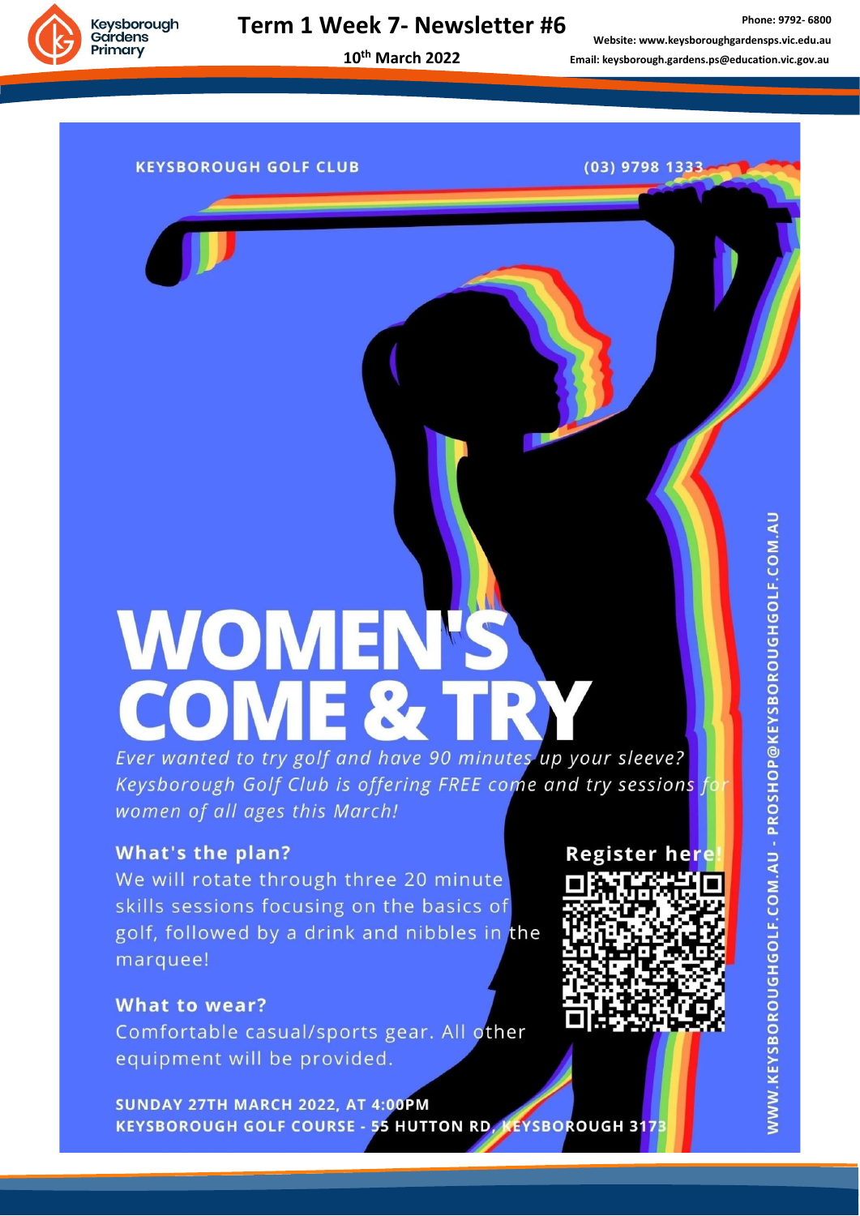KEYSBOROUGH GOLF CLUB

(03) 9798 1333

# WOMEN'S COME & TRY

*Ever wanted to try golf and have 90 minutes up your sleeve? Keysborough Golf Club is offering FREE come and try sessions for women of all ages this March!*

### What's the plan?

We will rotate through three 20 minute skills sessions focusing on the basics of golf, followed by a drink and nibbles in the marquee!

### What to wear?

Comfortable casual/sports gear. All other equipment will be provided.

**Register here!**

**SUNDAY 27TH MARCH 2022, AT 4:00PM**
**KEYSBOROUGH GOLF COURSE - 55 HUTTON RD, KEYSBOROUGH 3173**

WWW.KEYSBOROUGHGOLF.COM.AU - PROSHOP@KEYSBOROUGHGOLF.COM.AU